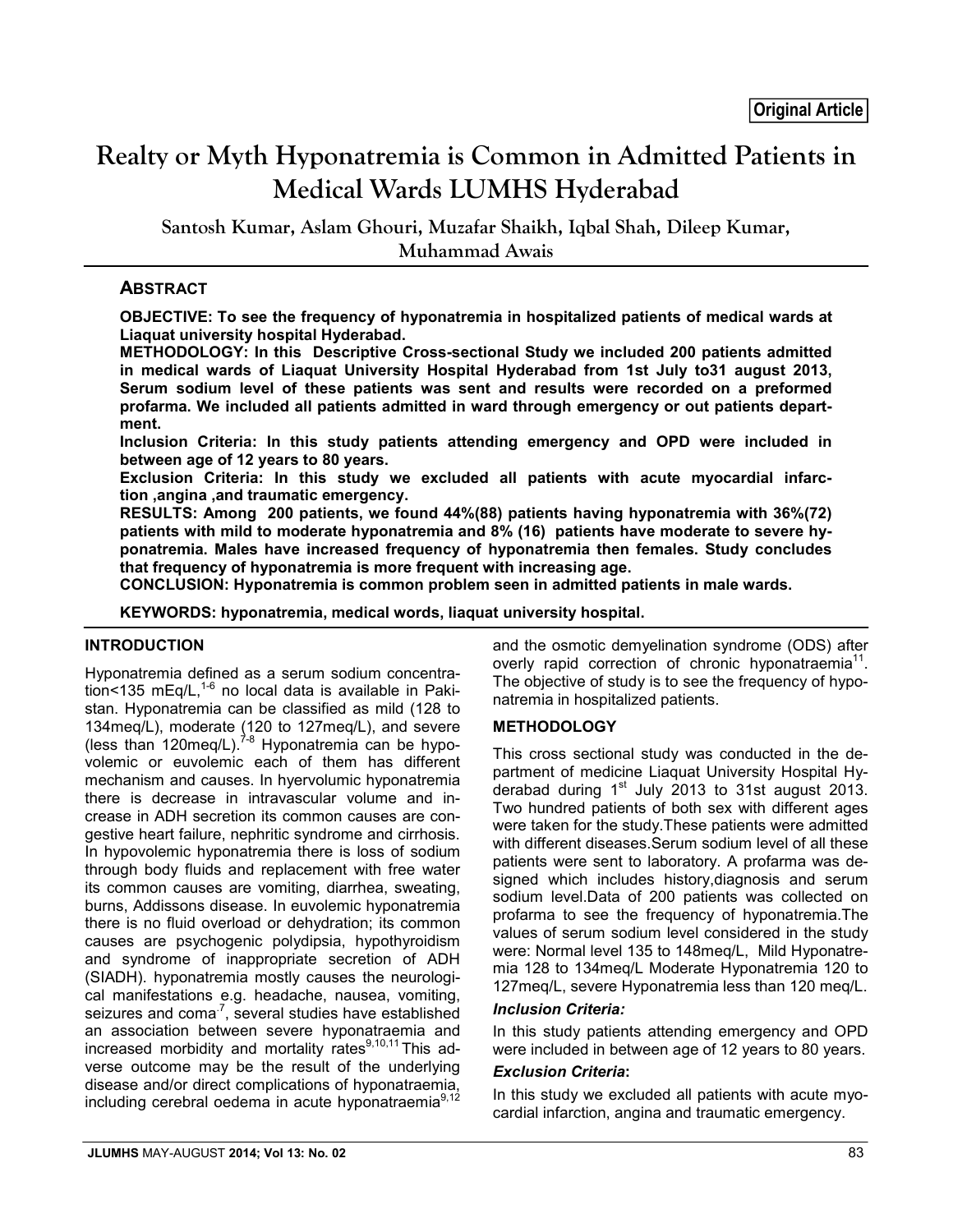Original Article

# Realty or Myth Hyponatremia is Common in Admitted Patients in Medical Wards LUMHS Hyderabad

Santosh Kumar, Aslam Ghouri, Muzafar Shaikh, Iqbal Shah, Dileep Kumar, Muhammad Awais

## ABSTRACT

**OBJECTIVE: To see the frequency of hyponatremia in hospitalized patients of medical wards at Liaquat university hospital Hyderabad.**

**METHODOLOGY: In this Descriptive Cross-sectional Study we included 200 patients admitted in medical wards of Liaquat University Hospital Hyderabad from 1st July to31 august 2013, Serum sodium level of these patients was sent and results were recorded on a preformed profarma. We included all patients admitted in ward through emergency or out patients department.**

**Inclusion Criteria: In this study patients attending emergency and OPD were included in between age of 12 years to 80 years.**

**Exclusion Criteria: In this study we excluded all patients with acute myocardial infarction ,angina ,and traumatic emergency.**

**RESULTS: Among 200 patients, we found 44%(88) patients having hyponatremia with 36%(72) patients with mild to moderate hyponatremia and 8% (16) patients have moderate to severe hyponatremia. Males have increased frequency of hyponatremia then females. Study concludes that frequency of hyponatremia is more frequent with increasing age.**

**CONCLUSION: Hyponatremia is common problem seen in admitted patients in male wards.**

**KEYWORDS: hyponatremia, medical words, liaquat university hospital.**

## INTRODUCTION

Hyponatremia defined as a serum sodium concentration<135 mEq/L,[1-6] no local data is available in Pakistan. Hyponatremia can be classified as mild (128 to 134meq/L), moderate (120 to 127meq/L), and severe (less than 120meq/L).[7-8] Hyponatremia can be hypovolemic or euvolemic each of them has different mechanism and causes. In hyervolumic hyponatremia there is decrease in intravascular volume and increase in ADH secretion its common causes are congestive heart failure, nephritic syndrome and cirrhosis. In hypovolemic hyponatremia there is loss of sodium through body fluids and replacement with free water its common causes are vomiting, diarrhea, sweating, burns, Addissons disease. In euvolemic hyponatremia there is no fluid overload or dehydration; its common causes are psychogenic polydipsia, hypothyroidism and syndrome of inappropriate secretion of ADH (SIADH). hyponatremia mostly causes the neurological manifestations e.g. headache, nausea, vomiting, seizures and coma[7], several studies have established an association between severe hyponatraemia and increased morbidity and mortality rates[9,10,11] This adverse outcome may be the result of the underlying disease and/or direct complications of hyponatraemia, including cerebral oedema in acute hyponatraemia[9,12] and the osmotic demyelination syndrome (ODS) after overly rapid correction of chronic hyponatraemia[11]. The objective of study is to see the frequency of hyponatremia in hospitalized patients.

## METHODOLOGY

This cross sectional study was conducted in the department of medicine Liaquat University Hospital Hyderabad during 1st July 2013 to 31st august 2013. Two hundred patients of both sex with different ages were taken for the study.These patients were admitted with different diseases.Serum sodium level of all these patients were sent to laboratory. A profarma was designed which includes history,diagnosis and serum sodium level.Data of 200 patients was collected on profarma to see the frequency of hyponatremia.The values of serum sodium level considered in the study were: Normal level 135 to 148meq/L, Mild Hyponatremia 128 to 134meq/L Moderate Hyponatremia 120 to 127meq/L, severe Hyponatremia less than 120 meq/L.

### *Inclusion Criteria:*

In this study patients attending emergency and OPD were included in between age of 12 years to 80 years.

### *Exclusion Criteria*:

In this study we excluded all patients with acute myocardial infarction, angina and traumatic emergency.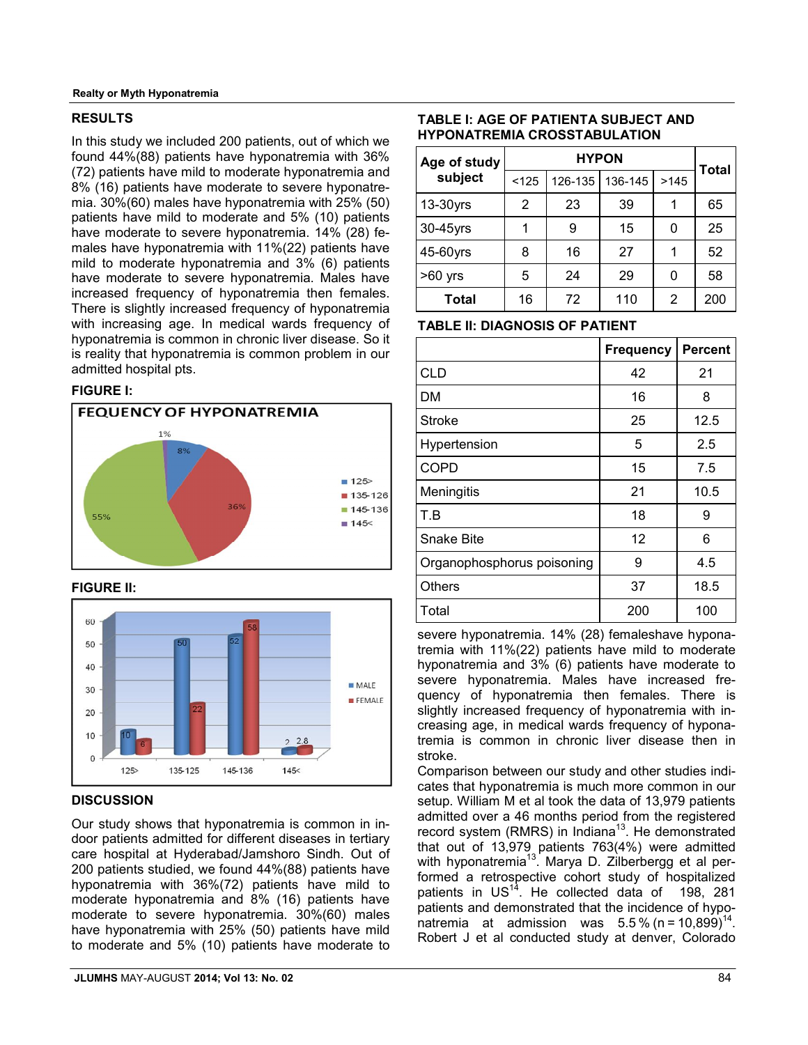## RESULTS

In this study we included 200 patients, out of which we found 44%(88) patients have hyponatremia with 36% (72) patients have mild to moderate hyponatremia and 8% (16) patients have moderate to severe hyponatremia. 30%(60) males have hyponatremia with 25% (50) patients have mild to moderate and 5% (10) patients have moderate to severe hyponatremia. 14% (28) females have hyponatremia with 11%(22) patients have mild to moderate hyponatremia and 3% (6) patients have moderate to severe hyponatremia. Males have increased frequency of hyponatremia then females. There is slightly increased frequency of hyponatremia with increasing age. In medical wards frequency of hyponatremia is common in chronic liver disease. So it is reality that hyponatremia is common problem in our admitted hospital pts.

**FIGURE I:**

FEQUENCY OF HYPONATREMIA

**FIGURE II:**

## DISCUSSION

Our study shows that hyponatremia is common in indoor patients admitted for different diseases in tertiary care hospital at Hyderabad/Jamshoro Sindh. Out of 200 patients studied, we found 44%(88) patients have hyponatremia with 36%(72) patients have mild to moderate hyponatremia and 8% (16) patients have moderate to severe hyponatremia. 30%(60) males have hyponatremia with 25% (50) patients have mild to moderate and 5% (10) patients have moderate to severe hyponatremia. 14% (28) femaleshave hyponatremia with 11%(22) patients have mild to moderate hyponatremia and 3% (6) patients have moderate to severe hyponatremia. Males have increased frequency of hyponatremia then females. There is slightly increased frequency of hyponatremia with increasing age, in medical wards frequency of hyponatremia is common in chronic liver disease then in stroke.

Comparison between our study and other studies indicates that hyponatremia is much more common in our setup. William M et al took the data of 13,979 patients admitted over a 46 months period from the registered record system (RMRS) in Indiana[13]. He demonstrated that out of 13,979 patients 763(4%) were admitted with hyponatremia[13]. Marya D. Zilberbergg et al performed a retrospective cohort study of hospitalized patients in US[14]. He collected data of 198, 281 patients and demonstrated that the incidence of hyponatremia at admission was 5.5 % (n = 10,899)[14]. Robert J et al conducted study at denver, Colorado

**TABLE I: AGE OF PATIENTA SUBJECT AND HYPONATREMIA CROSSTABULATION**

| Age of study subject | HYPON | | | | Total |
|---|---|---|---|---|---|
| | <125 | 126-135 | 136-145 | >145 | |
| 13-30yrs | 2 | 23 | 39 | 1 | 65 |
| 30-45yrs | 1 | 9 | 15 | 0 | 25 |
| 45-60yrs | 8 | 16 | 27 | 1 | 52 |
| >60 yrs | 5 | 24 | 29 | 0 | 58 |
| **Total** | 16 | 72 | 110 | 2 | 200 |

**TABLE II: DIAGNOSIS OF PATIENT**

| | Frequency | Percent |
|---|---|---|
| CLD | 42 | 21 |
| DM | 16 | 8 |
| Stroke | 25 | 12.5 |
| Hypertension | 5 | 2.5 |
| COPD | 15 | 7.5 |
| Meningitis | 21 | 10.5 |
| T.B | 18 | 9 |
| Snake Bite | 12 | 6 |
| Organophosphorus poisoning | 9 | 4.5 |
| Others | 37 | 18.5 |
| Total | 200 | 100 |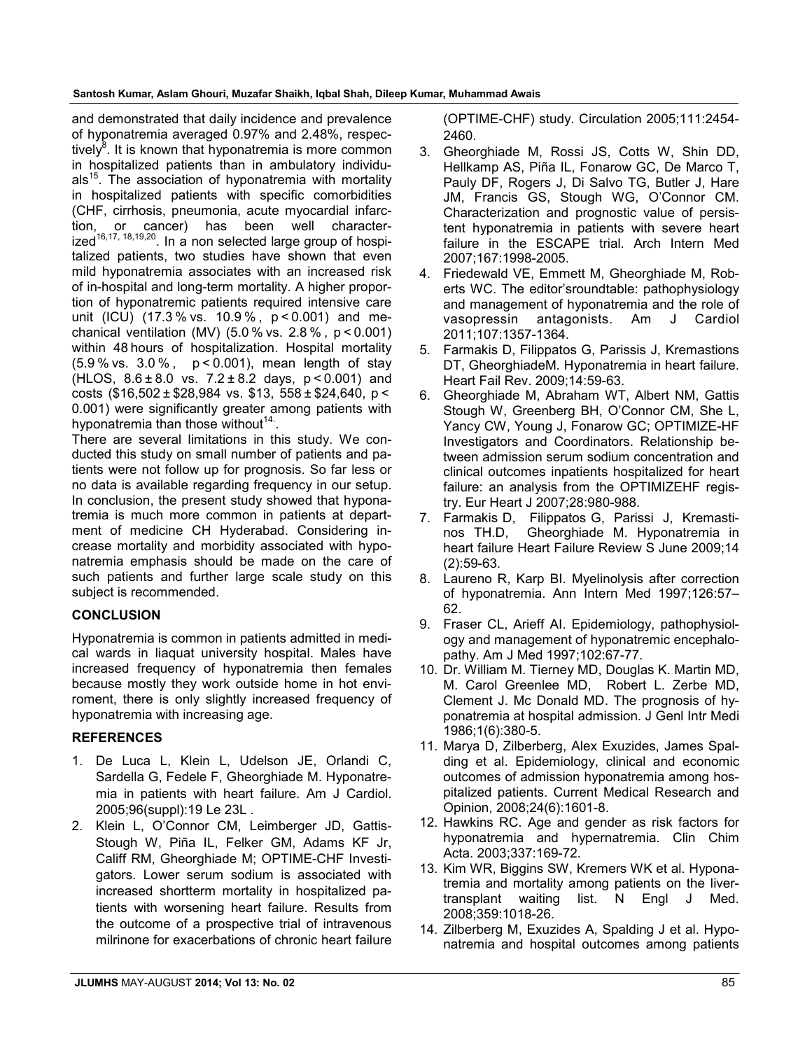and demonstrated that daily incidence and prevalence of hyponatremia averaged 0.97% and 2.48%, respectively[8]. It is known that hyponatremia is more common in hospitalized patients than in ambulatory individuals[15]. The association of hyponatremia with mortality in hospitalized patients with specific comorbidities (CHF, cirrhosis, pneumonia, acute myocardial infarction, or cancer) has been well characterized[16,17, 18,19,20]. In a non selected large group of hospitalized patients, two studies have shown that even mild hyponatremia associates with an increased risk of in-hospital and long-term mortality. A higher proportion of hyponatremic patients required intensive care unit (ICU) (17.3 % vs. 10.9 % , $p < 0.001$) and mechanical ventilation (MV) (5.0 % vs. 2.8 % , $p < 0.001$) within 48 hours of hospitalization. Hospital mortality (5.9 % vs. 3.0 % , $p < 0.001$), mean length of stay (HLOS, 8.6 ± 8.0 vs. 7.2 ± 8.2 days, $p < 0.001$) and costs ($16,502 ± $28,984 vs. $13, 558 ± $24,640, $p < 0.001$) were significantly greater among patients with hyponatremia than those without[14].

There are several limitations in this study. We conducted this study on small number of patients and patients were not follow up for prognosis. So far less or no data is available regarding frequency in our setup. In conclusion, the present study showed that hyponatremia is much more common in patients at department of medicine CH Hyderabad. Considering increase mortality and morbidity associated with hyponatremia emphasis should be made on the care of such patients and further large scale study on this subject is recommended.

## CONCLUSION

Hyponatremia is common in patients admitted in medical wards in liaquat university hospital. Males have increased frequency of hyponatremia then females because mostly they work outside home in hot enviroment, there is only slightly increased frequency of hyponatremia with increasing age.

## REFERENCES

1. De Luca L, Klein L, Udelson JE, Orlandi C, Sardella G, Fedele F, Gheorghiade M. Hyponatremia in patients with heart failure. Am J Cardiol. 2005;96(suppl):19 Le 23L .
2. Klein L, O'Connor CM, Leimberger JD, Gattis-Stough W, Piña IL, Felker GM, Adams KF Jr, Califf RM, Gheorghiade M; OPTIME-CHF Investigators. Lower serum sodium is associated with increased shortterm mortality in hospitalized patients with worsening heart failure. Results from the outcome of a prospective trial of intravenous milrinone for exacerbations of chronic heart failure (OPTIME-CHF) study. Circulation 2005;111:2454-2460.
3. Gheorghiade M, Rossi JS, Cotts W, Shin DD, Hellkamp AS, Piña IL, Fonarow GC, De Marco T, Pauly DF, Rogers J, Di Salvo TG, Butler J, Hare JM, Francis GS, Stough WG, O'Connor CM. Characterization and prognostic value of persistent hyponatremia in patients with severe heart failure in the ESCAPE trial. Arch Intern Med 2007;167:1998-2005.
4. Friedewald VE, Emmett M, Gheorghiade M, Roberts WC. The editor'sroundtable: pathophysiology and management of hyponatremia and the role of vasopressin antagonists. Am J Cardiol 2011;107:1357-1364.
5. Farmakis D, Filippatos G, Parissis J, Kremastions DT, GheorghiadeM. Hyponatremia in heart failure. Heart Fail Rev. 2009;14:59-63.
6. Gheorghiade M, Abraham WT, Albert NM, Gattis Stough W, Greenberg BH, O'Connor CM, She L, Yancy CW, Young J, Fonarow GC; OPTIMIZE-HF Investigators and Coordinators. Relationship between admission serum sodium concentration and clinical outcomes inpatients hospitalized for heart failure: an analysis from the OPTIMIZEHF registry. Eur Heart J 2007;28:980-988.
7. Farmakis D, Filippatos G, Parissi J, Kremastinos TH.D, Gheorghiade M. Hyponatremia in heart failure Heart Failure Review S June 2009;14 (2):59-63.
8. Laureno R, Karp BI. Myelinolysis after correction of hyponatremia. Ann Intern Med 1997;126:57–62.
9. Fraser CL, Arieff AI. Epidemiology, pathophysiology and management of hyponatremic encephalopathy. Am J Med 1997;102:67-77.
10. Dr. William M. Tierney MD, Douglas K. Martin MD, M. Carol Greenlee MD, Robert L. Zerbe MD, Clement J. Mc Donald MD. The prognosis of hyponatremia at hospital admission. J Genl Intr Medi 1986;1(6):380-5.
11. Marya D, Zilberberg, Alex Exuzides, James Spalding et al. Epidemiology, clinical and economic outcomes of admission hyponatremia among hospitalized patients. Current Medical Research and Opinion, 2008;24(6):1601-8.
12. Hawkins RC. Age and gender as risk factors for hyponatremia and hypernatremia. Clin Chim Acta. 2003;337:169-72.
13. Kim WR, Biggins SW, Kremers WK et al. Hyponatremia and mortality among patients on the liver-transplant waiting list. N Engl J Med. 2008;359:1018-26.
14. Zilberberg M, Exuzides A, Spalding J et al. Hyponatremia and hospital outcomes among patients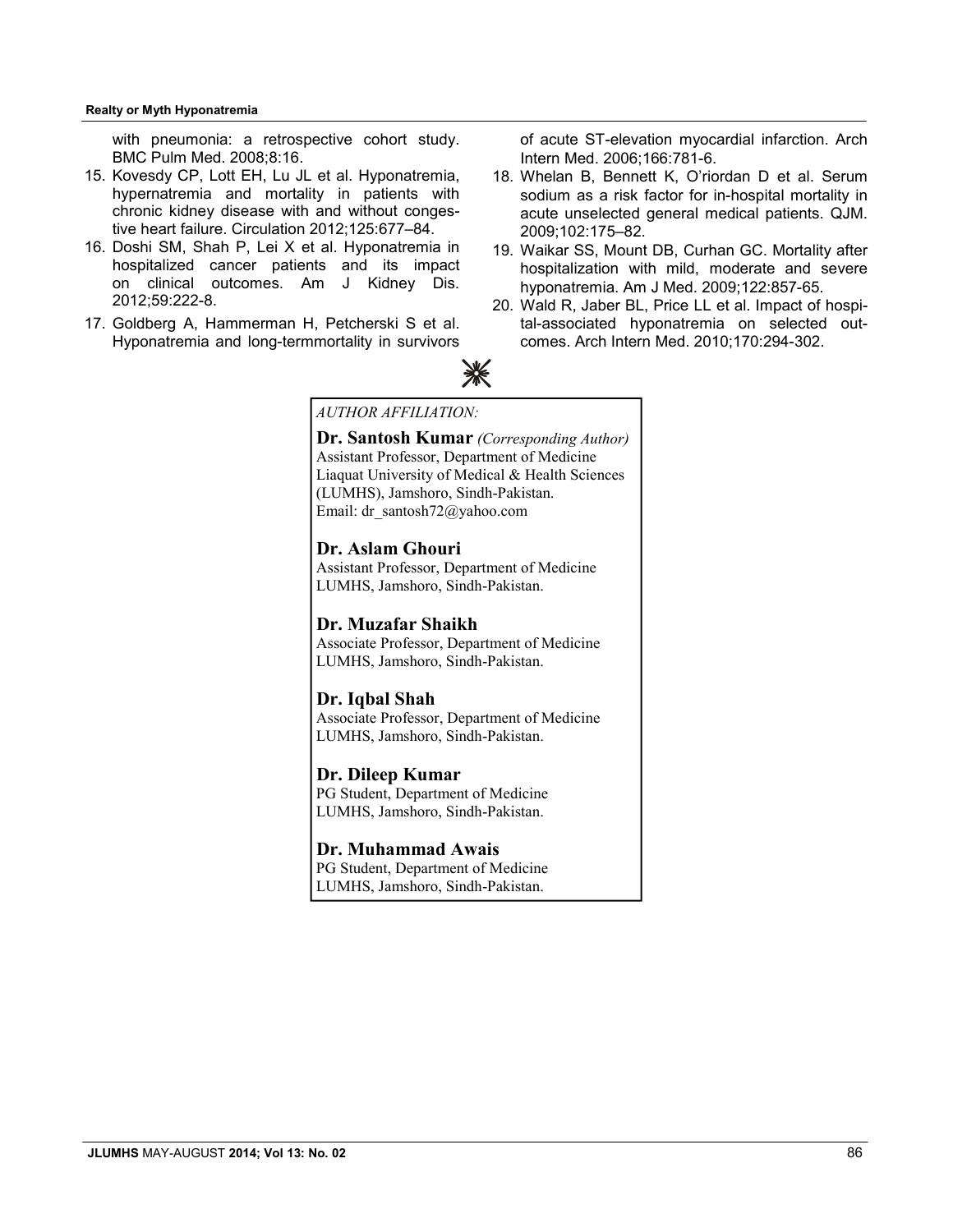with pneumonia: a retrospective cohort study. BMC Pulm Med. 2008;8:16.

15. Kovesdy CP, Lott EH, Lu JL et al. Hyponatremia, hypernatremia and mortality in patients with chronic kidney disease with and without congestive heart failure. Circulation 2012;125:677–84.
16. Doshi SM, Shah P, Lei X et al. Hyponatremia in hospitalized cancer patients and its impact on clinical outcomes. Am J Kidney Dis. 2012;59:222-8.
17. Goldberg A, Hammerman H, Petcherski S et al. Hyponatremia and long-termmortality in survivors of acute ST-elevation myocardial infarction. Arch Intern Med. 2006;166:781-6.
18. Whelan B, Bennett K, O'riordan D et al. Serum sodium as a risk factor for in-hospital mortality in acute unselected general medical patients. QJM. 2009;102:175–82.
19. Waikar SS, Mount DB, Curhan GC. Mortality after hospitalization with mild, moderate and severe hyponatremia. Am J Med. 2009;122:857-65.
20. Wald R, Jaber BL, Price LL et al. Impact of hospital-associated hyponatremia on selected outcomes. Arch Intern Med. 2010;170:294-302.

*AUTHOR AFFILIATION:*

**Dr. Santosh Kumar** *(Corresponding Author)*
Assistant Professor, Department of Medicine
Liaquat University of Medical & Health Sciences (LUMHS), Jamshoro, Sindh-Pakistan.
Email: dr_santosh72@yahoo.com

**Dr. Aslam Ghouri**
Assistant Professor, Department of Medicine
LUMHS, Jamshoro, Sindh-Pakistan.

**Dr. Muzafar Shaikh**
Associate Professor, Department of Medicine
LUMHS, Jamshoro, Sindh-Pakistan.

**Dr. Iqbal Shah**
Associate Professor, Department of Medicine
LUMHS, Jamshoro, Sindh-Pakistan.

**Dr. Dileep Kumar**
PG Student, Department of Medicine
LUMHS, Jamshoro, Sindh-Pakistan.

**Dr. Muhammad Awais**
PG Student, Department of Medicine
LUMHS, Jamshoro, Sindh-Pakistan.